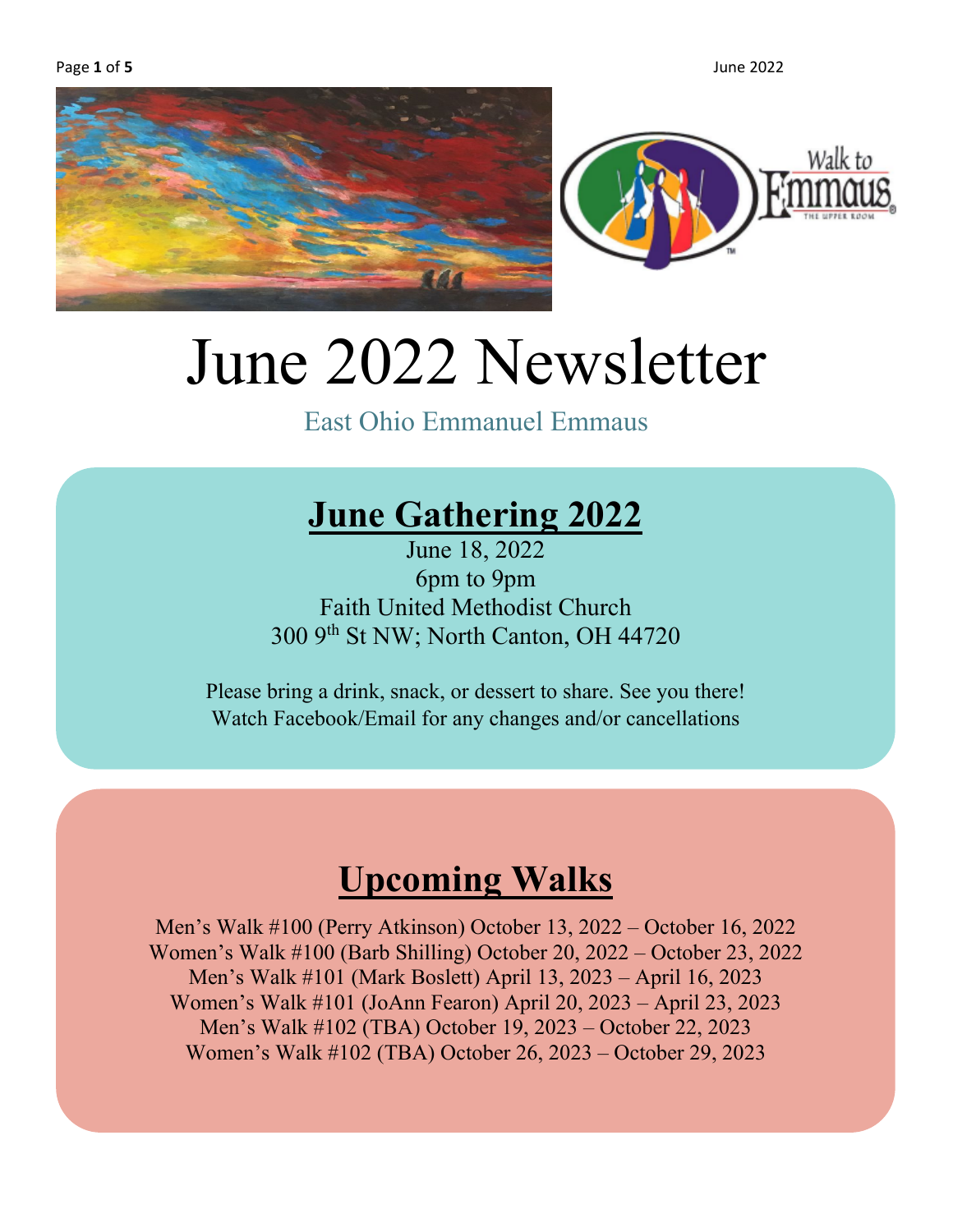# June 2022 Newsletter

East Ohio Emmanuel Emmaus

## June Gathering 2022

June 18, 2022
6pm to 9pm
Faith United Methodist Church
300 9th St NW; North Canton, OH 44720

Please bring a drink, snack, or dessert to share. See you there!
Watch Facebook/Email for any changes and/or cancellations

## Upcoming Walks

Men's Walk #100 (Perry Atkinson) October 13, 2022 – October 16, 2022
Women's Walk #100 (Barb Shilling) October 20, 2022 – October 23, 2022
Men's Walk #101 (Mark Boslett) April 13, 2023 – April 16, 2023
Women's Walk #101 (JoAnn Fearon) April 20, 2023 – April 23, 2023
Men's Walk #102 (TBA) October 19, 2023 – October 22, 2023
Women's Walk #102 (TBA) October 26, 2023 – October 29, 2023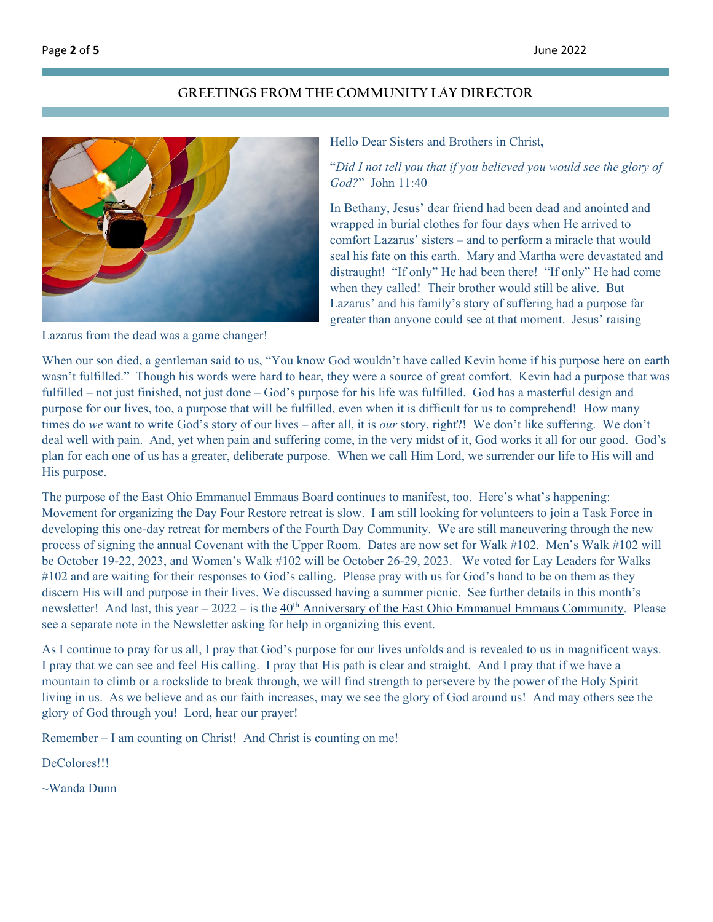## GREETINGS FROM THE COMMUNITY LAY DIRECTOR

Hello Dear Sisters and Brothers in Christ**,**

"*Did I not tell you that if you believed you would see the glory of God?*" John 11:40

In Bethany, Jesus' dear friend had been dead and anointed and wrapped in burial clothes for four days when He arrived to comfort Lazarus' sisters – and to perform a miracle that would seal his fate on this earth. Mary and Martha were devastated and distraught! "If only" He had been there! "If only" He had come when they called! Their brother would still be alive. But Lazarus' and his family's story of suffering had a purpose far greater than anyone could see at that moment. Jesus' raising Lazarus from the dead was a game changer!

When our son died, a gentleman said to us, "You know God wouldn't have called Kevin home if his purpose here on earth wasn't fulfilled." Though his words were hard to hear, they were a source of great comfort. Kevin had a purpose that was fulfilled – not just finished, not just done – God's purpose for his life was fulfilled. God has a masterful design and purpose for our lives, too, a purpose that will be fulfilled, even when it is difficult for us to comprehend! How many times do *we* want to write God's story of our lives – after all, it is *our* story, right?! We don't like suffering. We don't deal well with pain. And, yet when pain and suffering come, in the very midst of it, God works it all for our good. God's plan for each one of us has a greater, deliberate purpose. When we call Him Lord, we surrender our life to His will and His purpose.

The purpose of the East Ohio Emmanuel Emmaus Board continues to manifest, too. Here's what's happening: Movement for organizing the Day Four Restore retreat is slow. I am still looking for volunteers to join a Task Force in developing this one-day retreat for members of the Fourth Day Community. We are still maneuvering through the new process of signing the annual Covenant with the Upper Room. Dates are now set for Walk #102. Men's Walk #102 will be October 19-22, 2023, and Women's Walk #102 will be October 26-29, 2023. We voted for Lay Leaders for Walks #102 and are waiting for their responses to God's calling. Please pray with us for God's hand to be on them as they discern His will and purpose in their lives. We discussed having a summer picnic. See further details in this month's newsletter! And last, this year – 2022 – is the 40th Anniversary of the East Ohio Emmanuel Emmaus Community. Please see a separate note in the Newsletter asking for help in organizing this event.

As I continue to pray for us all, I pray that God's purpose for our lives unfolds and is revealed to us in magnificent ways. I pray that we can see and feel His calling. I pray that His path is clear and straight. And I pray that if we have a mountain to climb or a rockslide to break through, we will find strength to persevere by the power of the Holy Spirit living in us. As we believe and as our faith increases, may we see the glory of God around us! And may others see the glory of God through you! Lord, hear our prayer!

Remember – I am counting on Christ! And Christ is counting on me!

DeColores!!!

~Wanda Dunn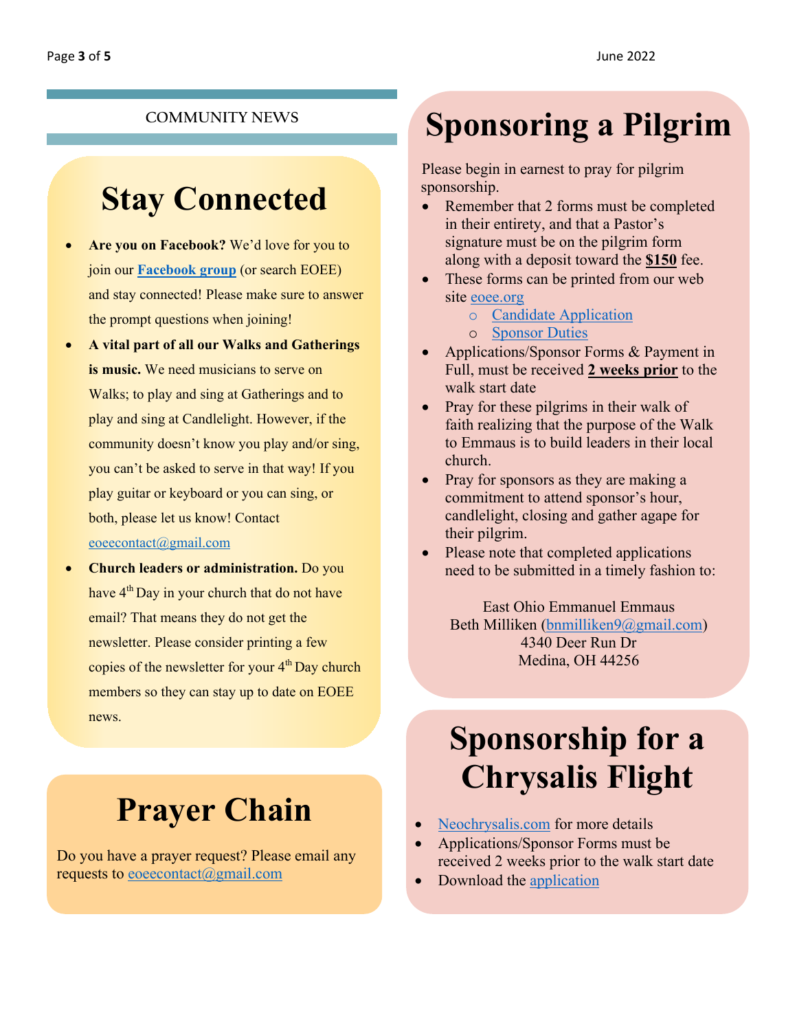COMMUNITY NEWS

# Stay Connected

- **Are you on Facebook?** We'd love for you to join our **Facebook group** (or search EOEE) and stay connected! Please make sure to answer the prompt questions when joining!
- **A vital part of all our Walks and Gatherings is music.** We need musicians to serve on Walks; to play and sing at Gatherings and to play and sing at Candlelight. However, if the community doesn't know you play and/or sing, you can't be asked to serve in that way! If you play guitar or keyboard or you can sing, or both, please let us know! Contact eoeecontact@gmail.com
- **Church leaders or administration.** Do you have 4th Day in your church that do not have email? That means they do not get the newsletter. Please consider printing a few copies of the newsletter for your 4th Day church members so they can stay up to date on EOEE news.

# Prayer Chain

Do you have a prayer request? Please email any requests to eoeecontact@gmail.com

# Sponsoring a Pilgrim

Please begin in earnest to pray for pilgrim sponsorship.

- Remember that 2 forms must be completed in their entirety, and that a Pastor's signature must be on the pilgrim form along with a deposit toward the **$150** fee.
- These forms can be printed from our web site eoee.org
  - Candidate Application
  - Sponsor Duties
- Applications/Sponsor Forms & Payment in Full, must be received **2 weeks prior** to the walk start date
- Pray for these pilgrims in their walk of faith realizing that the purpose of the Walk to Emmaus is to build leaders in their local church.
- Pray for sponsors as they are making a commitment to attend sponsor's hour, candlelight, closing and gather agape for their pilgrim.
- Please note that completed applications need to be submitted in a timely fashion to:

East Ohio Emmanuel Emmaus
Beth Milliken (bnmilliken9@gmail.com)
4340 Deer Run Dr
Medina, OH 44256

# Sponsorship for a Chrysalis Flight

- Neochrysalis.com for more details
- Applications/Sponsor Forms must be received 2 weeks prior to the walk start date
- Download the application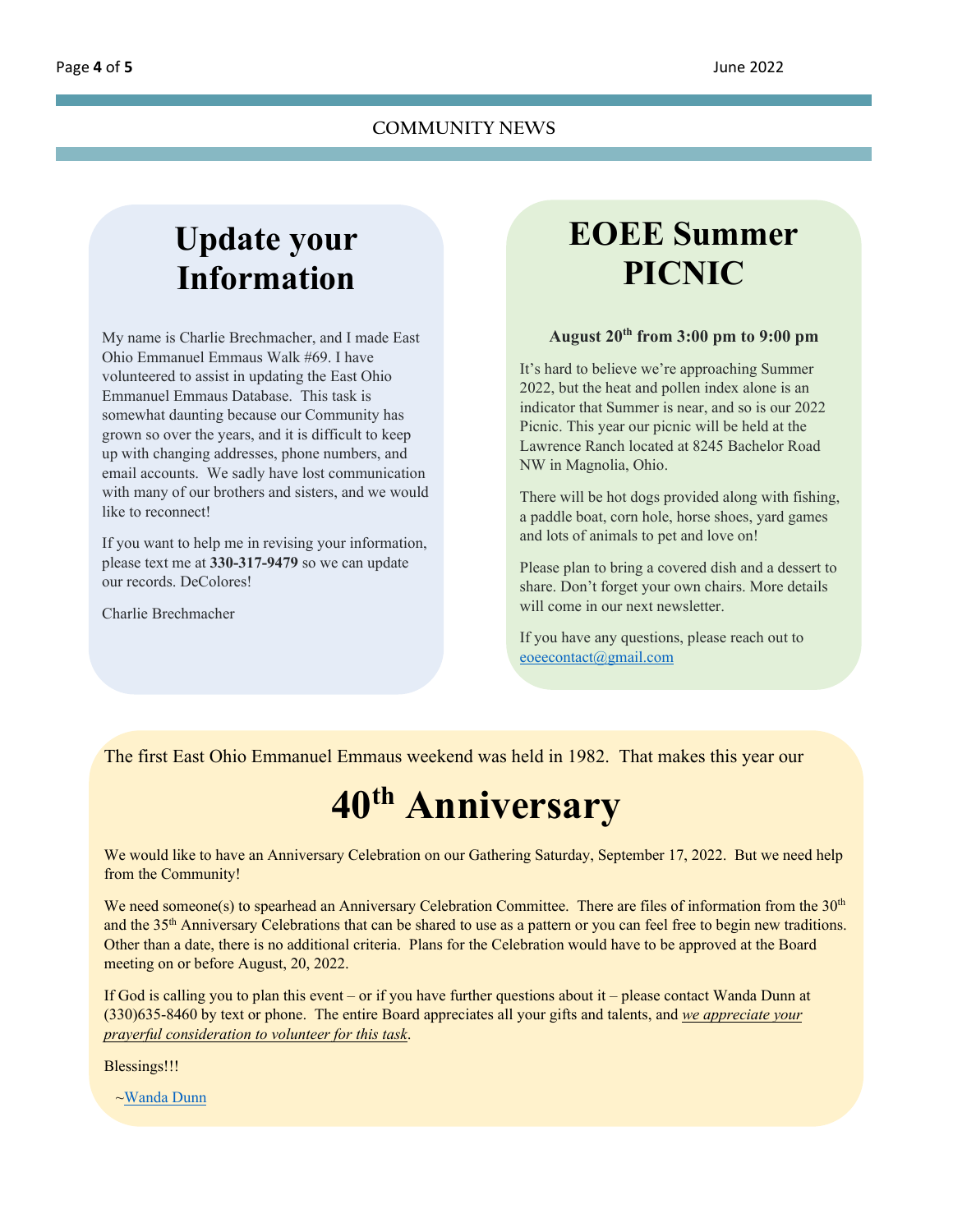## COMMUNITY NEWS

# Update your Information

My name is Charlie Brechmacher, and I made East Ohio Emmanuel Emmaus Walk #69. I have volunteered to assist in updating the East Ohio Emmanuel Emmaus Database. This task is somewhat daunting because our Community has grown so over the years, and it is difficult to keep up with changing addresses, phone numbers, and email accounts. We sadly have lost communication with many of our brothers and sisters, and we would like to reconnect!

If you want to help me in revising your information, please text me at **330-317-9479** so we can update our records. DeColores!

Charlie Brechmacher

# EOEE Summer PICNIC

**August 20th from 3:00 pm to 9:00 pm**

It's hard to believe we're approaching Summer 2022, but the heat and pollen index alone is an indicator that Summer is near, and so is our 2022 Picnic. This year our picnic will be held at the Lawrence Ranch located at 8245 Bachelor Road NW in Magnolia, Ohio.

There will be hot dogs provided along with fishing, a paddle boat, corn hole, horse shoes, yard games and lots of animals to pet and love on!

Please plan to bring a covered dish and a dessert to share. Don't forget your own chairs. More details will come in our next newsletter.

If you have any questions, please reach out to eoeecontact@gmail.com

The first East Ohio Emmanuel Emmaus weekend was held in 1982. That makes this year our

# 40th Anniversary

We would like to have an Anniversary Celebration on our Gathering Saturday, September 17, 2022. But we need help from the Community!

We need someone(s) to spearhead an Anniversary Celebration Committee. There are files of information from the 30th and the 35th Anniversary Celebrations that can be shared to use as a pattern or you can feel free to begin new traditions. Other than a date, there is no additional criteria. Plans for the Celebration would have to be approved at the Board meeting on or before August, 20, 2022.

If God is calling you to plan this event – or if you have further questions about it – please contact Wanda Dunn at (330)635-8460 by text or phone. The entire Board appreciates all your gifts and talents, and *we appreciate your prayerful consideration to volunteer for this task*.

Blessings!!!

~Wanda Dunn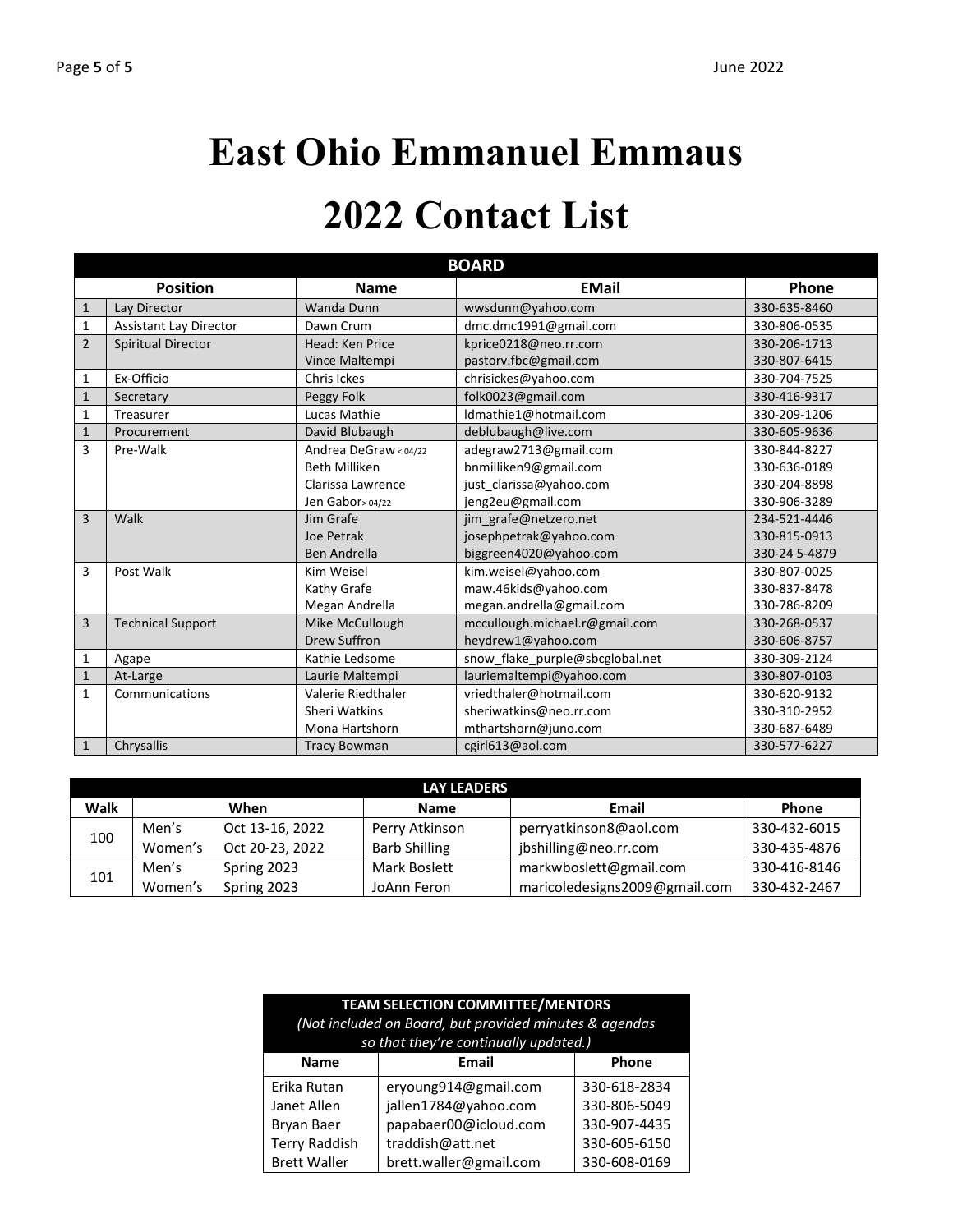# East Ohio Emmanuel Emmaus

# 2022 Contact List

| BOARD | | | | |
|---|---|---|---|---|
| **Position** | | **Name** | **EMail** | **Phone** |
| 1 | Lay Director | Wanda Dunn | wwsdunn@yahoo.com | 330-635-8460 |
| 1 | Assistant Lay Director | Dawn Crum | dmc.dmc1991@gmail.com | 330-806-0535 |
| 2 | Spiritual Director | Head: Ken Price<br>Vince Maltempi | kprice0218@neo.rr.com<br>pastorv.fbc@gmail.com | 330-206-1713<br>330-807-6415 |
| 1 | Ex-Officio | Chris Ickes | chrisickes@yahoo.com | 330-704-7525 |
| 1 | Secretary | Peggy Folk | folk0023@gmail.com | 330-416-9317 |
| 1 | Treasurer | Lucas Mathie | ldmathie1@hotmail.com | 330-209-1206 |
| 1 | Procurement | David Blubaugh | deblubaugh@live.com | 330-605-9636 |
| 3 | Pre-Walk | Andrea DeGraw < 04/22<br>Beth Milliken<br>Clarissa Lawrence<br>Jen Gabor> 04/22 | adegraw2713@gmail.com<br>bnmilliken9@gmail.com<br>just_clarissa@yahoo.com<br>jeng2eu@gmail.com | 330-844-8227<br>330-636-0189<br>330-204-8898<br>330-906-3289 |
| 3 | Walk | Jim Grafe<br>Joe Petrak<br>Ben Andrella | jim_grafe@netzero.net<br>josephpetrak@yahoo.com<br>biggreen4020@yahoo.com | 234-521-4446<br>330-815-0913<br>330-24 5-4879 |
| 3 | Post Walk | Kim Weisel<br>Kathy Grafe<br>Megan Andrella | kim.weisel@yahoo.com<br>maw.46kids@yahoo.com<br>megan.andrella@gmail.com | 330-807-0025<br>330-837-8478<br>330-786-8209 |
| 3 | Technical Support | Mike McCullough<br>Drew Suffron | mccullough.michael.r@gmail.com<br>heydrew1@yahoo.com | 330-268-0537<br>330-606-8757 |
| 1 | Agape | Kathie Ledsome | snow_flake_purple@sbcglobal.net | 330-309-2124 |
| 1 | At-Large | Laurie Maltempi | lauriemaltempi@yahoo.com | 330-807-0103 |
| 1 | Communications | Valerie Riedthaler<br>Sheri Watkins<br>Mona Hartshorn | vriedthaler@hotmail.com<br>sheriwatkins@neo.rr.com<br>mthartshorn@juno.com | 330-620-9132<br>330-310-2952<br>330-687-6489 |
| 1 | Chrysallis | Tracy Bowman | cgirl613@aol.com | 330-577-6227 |

| LAY LEADERS | | | | | |
|---|---|---|---|---|---|
| **Walk** | **When** | | **Name** | **Email** | **Phone** |
| 100 | Men's | Oct 13-16, 2022 | Perry Atkinson | perryatkinson8@aol.com | 330-432-6015 |
| | Women's | Oct 20-23, 2022 | Barb Shilling | jbshilling@neo.rr.com | 330-435-4876 |
| 101 | Men's | Spring 2023 | Mark Boslett | markwboslett@gmail.com | 330-416-8146 |
| | Women's | Spring 2023 | JoAnn Feron | maricoledesigns2009@gmail.com | 330-432-2467 |

| TEAM SELECTION COMMITTEE/MENTORS *(Not included on Board, but provided minutes & agendas so that they're continually updated.)* | | |
|---|---|---|
| **Name** | **Email** | **Phone** |
| Erika Rutan | eryoung914@gmail.com | 330-618-2834 |
| Janet Allen | jallen1784@yahoo.com | 330-806-5049 |
| Bryan Baer | papabaer00@icloud.com | 330-907-4435 |
| Terry Raddish | traddish@att.net | 330-605-6150 |
| Brett Waller | brett.waller@gmail.com | 330-608-0169 |